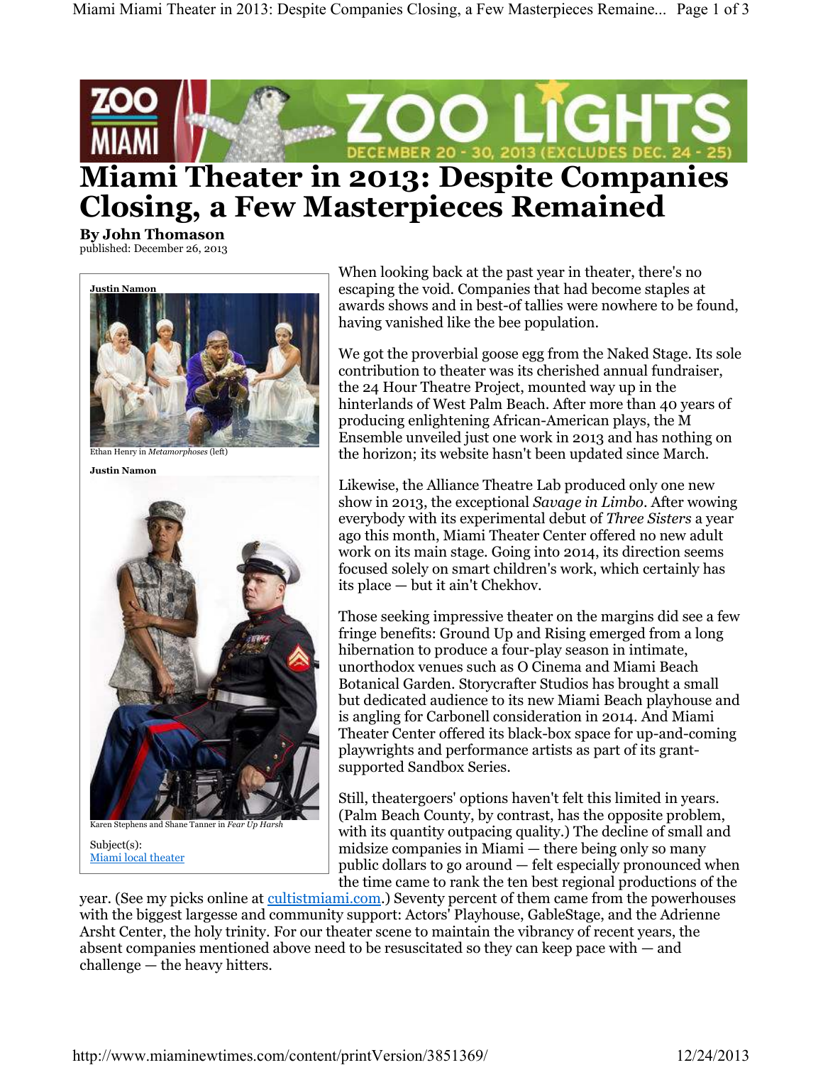# Miami Theater in 2013: Despite Companies Closing, a Few Masterpieces Remained

**By John Thomason**
published: December 26, 2013

**Justin Namon**

Ethan Henry in *Metamorphoses* (left)

**Justin Namon**

Karen Stephens and Shane Tanner in *Fear Up Harsh*

Subject(s):
[Miami local theater]

When looking back at the past year in theater, there's no escaping the void. Companies that had become staples at awards shows and in best-of tallies were nowhere to be found, having vanished like the bee population.

We got the proverbial goose egg from the Naked Stage. Its sole contribution to theater was its cherished annual fundraiser, the 24 Hour Theatre Project, mounted way up in the hinterlands of West Palm Beach. After more than 40 years of producing enlightening African-American plays, the M Ensemble unveiled just one work in 2013 and has nothing on the horizon; its website hasn't been updated since March.

Likewise, the Alliance Theatre Lab produced only one new show in 2013, the exceptional *Savage in Limbo*. After wowing everybody with its experimental debut of *Three Sisters* a year ago this month, Miami Theater Center offered no new adult work on its main stage. Going into 2014, its direction seems focused solely on smart children's work, which certainly has its place — but it ain't Chekhov.

Those seeking impressive theater on the margins did see a few fringe benefits: Ground Up and Rising emerged from a long hibernation to produce a four-play season in intimate, unorthodox venues such as O Cinema and Miami Beach Botanical Garden. Storycrafter Studios has brought a small but dedicated audience to its new Miami Beach playhouse and is angling for Carbonell consideration in 2014. And Miami Theater Center offered its black-box space for up-and-coming playwrights and performance artists as part of its grant-supported Sandbox Series.

Still, theatergoers' options haven't felt this limited in years. (Palm Beach County, by contrast, has the opposite problem, with its quantity outpacing quality.) The decline of small and midsize companies in Miami — there being only so many public dollars to go around — felt especially pronounced when the time came to rank the ten best regional productions of the year. (See my picks online at cultistmiami.com.) Seventy percent of them came from the powerhouses with the biggest largesse and community support: Actors' Playhouse, GableStage, and the Adrienne Arsht Center, the holy trinity. For our theater scene to maintain the vibrancy of recent years, the absent companies mentioned above need to be resuscitated so they can keep pace with — and challenge — the heavy hitters.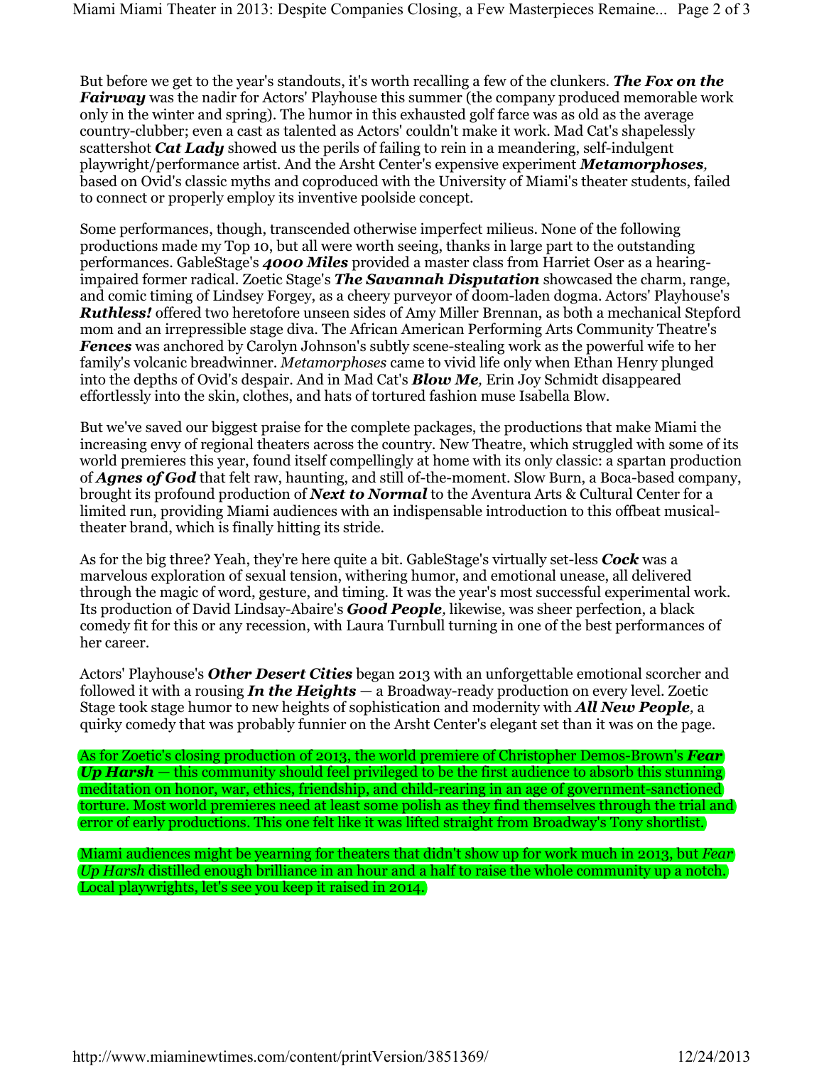But before we get to the year's standouts, it's worth recalling a few of the clunkers. ***The Fox on the Fairway*** was the nadir for Actors' Playhouse this summer (the company produced memorable work only in the winter and spring). The humor in this exhausted golf farce was as old as the average country-clubber; even a cast as talented as Actors' couldn't make it work. Mad Cat's shapelessly scattershot ***Cat Lady*** showed us the perils of failing to rein in a meandering, self-indulgent playwright/performance artist. And the Arsht Center's expensive experiment ***Metamorphoses***, based on Ovid's classic myths and coproduced with the University of Miami's theater students, failed to connect or properly employ its inventive poolside concept.

Some performances, though, transcended otherwise imperfect milieus. None of the following productions made my Top 10, but all were worth seeing, thanks in large part to the outstanding performances. GableStage's ***4000 Miles*** provided a master class from Harriet Oser as a hearing-impaired former radical. Zoetic Stage's ***The Savannah Disputation*** showcased the charm, range, and comic timing of Lindsey Forgey, as a cheery purveyor of doom-laden dogma. Actors' Playhouse's ***Ruthless!*** offered two heretofore unseen sides of Amy Miller Brennan, as both a mechanical Stepford mom and an irrepressible stage diva. The African American Performing Arts Community Theatre's ***Fences*** was anchored by Carolyn Johnson's subtly scene-stealing work as the powerful wife to her family's volcanic breadwinner. *Metamorphoses* came to vivid life only when Ethan Henry plunged into the depths of Ovid's despair. And in Mad Cat's ***Blow Me***, Erin Joy Schmidt disappeared effortlessly into the skin, clothes, and hats of tortured fashion muse Isabella Blow.

But we've saved our biggest praise for the complete packages, the productions that make Miami the increasing envy of regional theaters across the country. New Theatre, which struggled with some of its world premieres this year, found itself compellingly at home with its only classic: a spartan production of ***Agnes of God*** that felt raw, haunting, and still of-the-moment. Slow Burn, a Boca-based company, brought its profound production of ***Next to Normal*** to the Aventura Arts & Cultural Center for a limited run, providing Miami audiences with an indispensable introduction to this offbeat musical-theater brand, which is finally hitting its stride.

As for the big three? Yeah, they're here quite a bit. GableStage's virtually set-less ***Cock*** was a marvelous exploration of sexual tension, withering humor, and emotional unease, all delivered through the magic of word, gesture, and timing. It was the year's most successful experimental work. Its production of David Lindsay-Abaire's ***Good People***, likewise, was sheer perfection, a black comedy fit for this or any recession, with Laura Turnbull turning in one of the best performances of her career.

Actors' Playhouse's ***Other Desert Cities*** began 2013 with an unforgettable emotional scorcher and followed it with a rousing ***In the Heights*** — a Broadway-ready production on every level. Zoetic Stage took stage humor to new heights of sophistication and modernity with ***All New People***, a quirky comedy that was probably funnier on the Arsht Center's elegant set than it was on the page.

As for Zoetic's closing production of 2013, the world premiere of Christopher Demos-Brown's ***Fear Up Harsh*** — this community should feel privileged to be the first audience to absorb this stunning meditation on honor, war, ethics, friendship, and child-rearing in an age of government-sanctioned torture. Most world premieres need at least some polish as they find themselves through the trial and error of early productions. This one felt like it was lifted straight from Broadway's Tony shortlist.

Miami audiences might be yearning for theaters that didn't show up for work much in 2013, but *Fear Up Harsh* distilled enough brilliance in an hour and a half to raise the whole community up a notch. Local playwrights, let's see you keep it raised in 2014.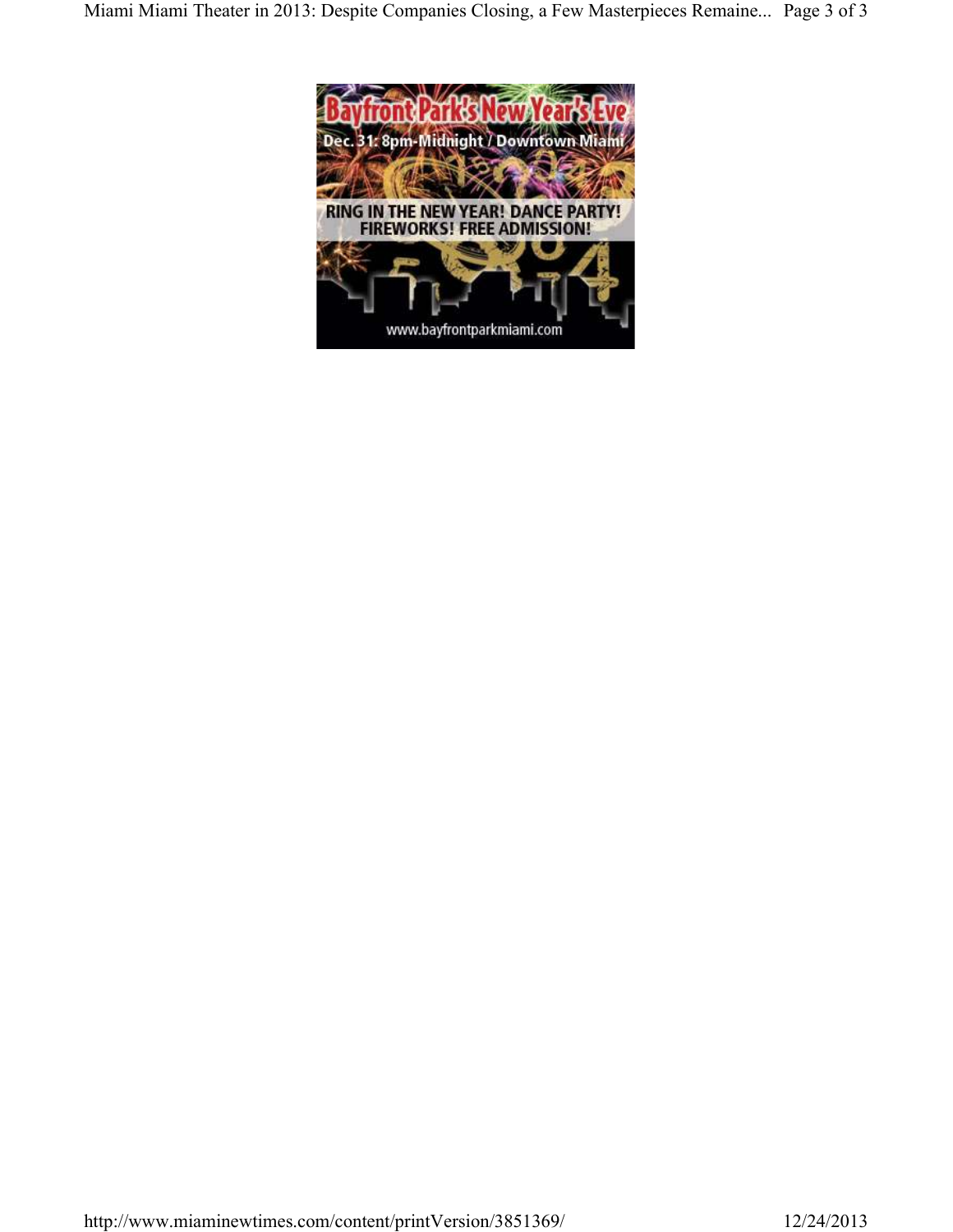Bayfront Park's New Year's Eve

Dec. 31: 8pm-Midnight / Downtown Miami

RING IN THE NEW YEAR! DANCE PARTY! FIREWORKS! FREE ADMISSION!

www.bayfrontparkmiami.com